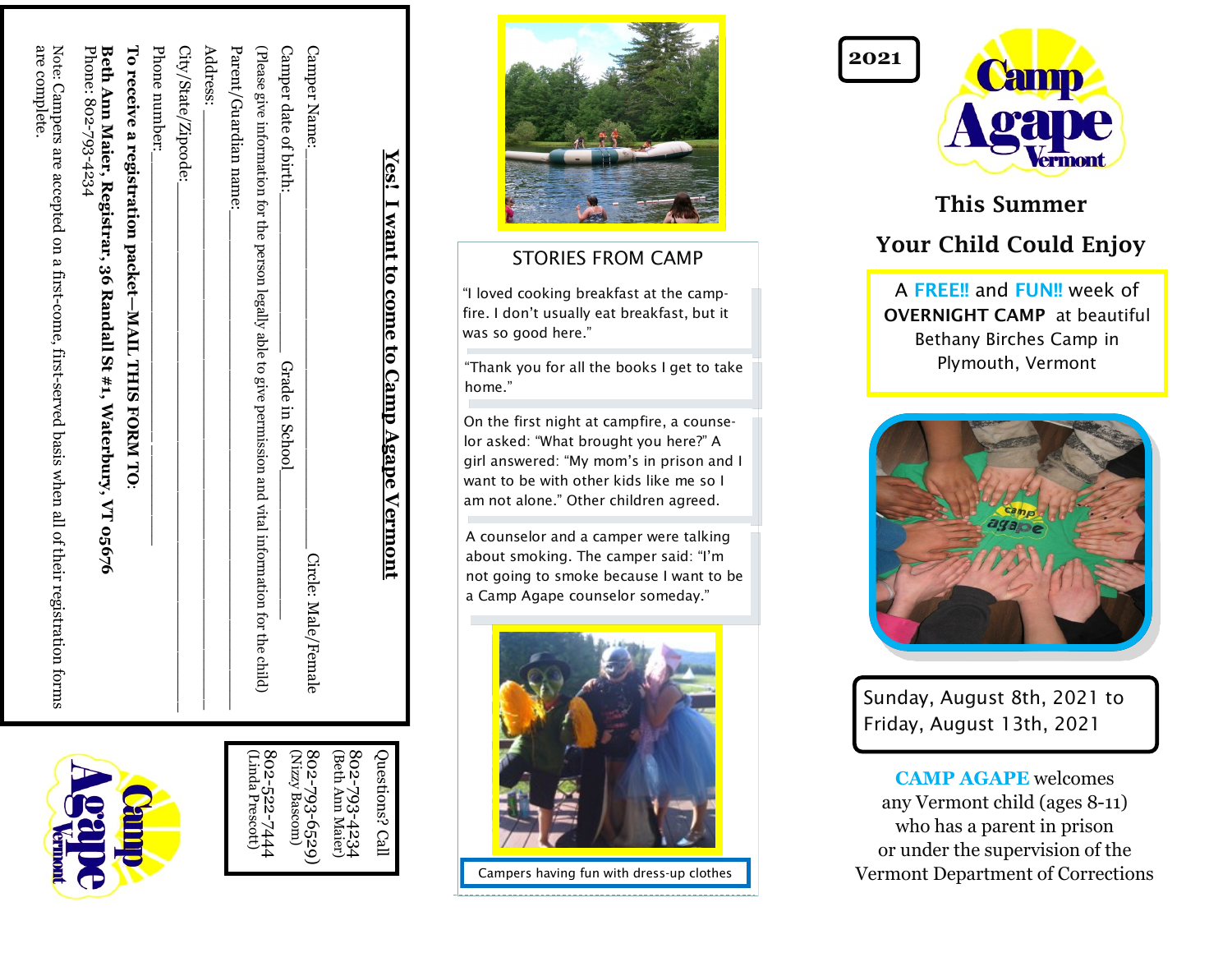## Yes! I want to come to Camp Agape Vermont

Camper Name:_______________________ Circle: Male/Female

Camper date of birth:___________ Grade in School___________

Parent/Guardian name:_______________________

(Please give information for the person legally able to give permission and vital information for the child)

Address:_______________________

City/State/Zipcode:_______________________

Phone number:_______________________

**To receive a registration packet—MAIL THIS FORM TO:**

**Beth Ann Maier, Registrar, 36 Randall St #1, Waterbury, VT 05676**

Phone: 802-793-4234

Note: Campers are accepted on a first-come, first-served basis when all of their registration forms are complete.

Questions? Call
802-793-4234
(Beth Ann Maier)
802-793-6529)
(Nizzy Bascom)
802-522-7444
(Linda Prescott)

Camp Agape Vermont

## STORIES FROM CAMP

"I loved cooking breakfast at the campfire. I don't usually eat breakfast, but it was so good here."

"Thank you for all the books I get to take home."

On the first night at campfire, a counselor asked: "What brought you here?" A girl answered: "My mom's in prison and I want to be with other kids like me so I am not alone." Other children agreed.

A counselor and a camper were talking about smoking. The camper said: "I'm not going to smoke because I want to be a Camp Agape counselor someday."

Campers having fun with dress-up clothes

2021

# Camp Agape Vermont

### This Summer Your Child Could Enjoy

A **FREE!!** and **FUN!!** week of **OVERNIGHT CAMP** at beautiful Bethany Birches Camp in Plymouth, Vermont

Sunday, August 8th, 2021 to Friday, August 13th, 2021

**CAMP AGAPE** welcomes any Vermont child (ages 8-11) who has a parent in prison or under the supervision of the Vermont Department of Corrections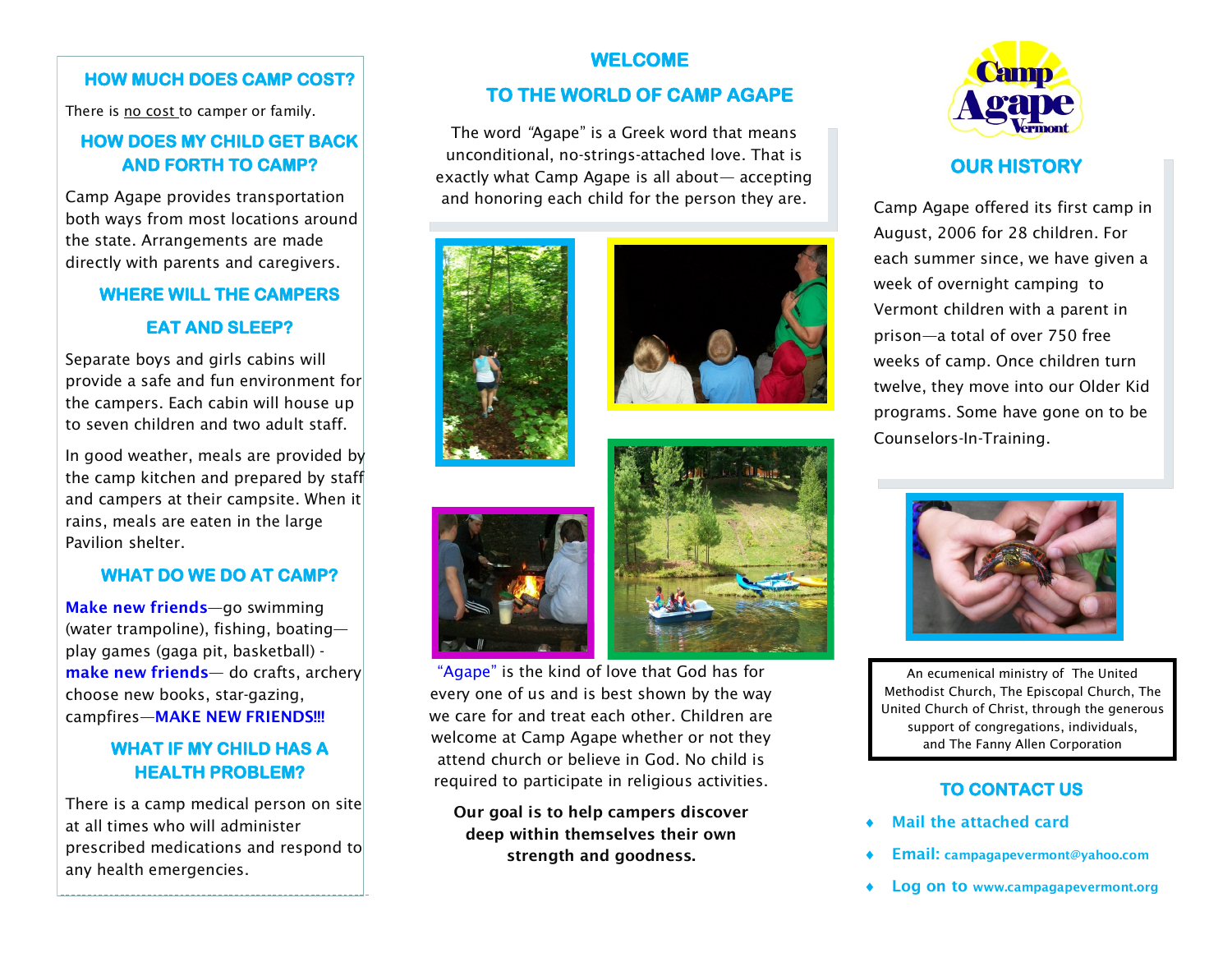## HOW MUCH DOES CAMP COST?

There is no cost to camper or family.

## HOW DOES MY CHILD GET BACK AND FORTH TO CAMP?

Camp Agape provides transportation both ways from most locations around the state. Arrangements are made directly with parents and caregivers.

## WHERE WILL THE CAMPERS EAT AND SLEEP?

Separate boys and girls cabins will provide a safe and fun environment for the campers. Each cabin will house up to seven children and two adult staff.

In good weather, meals are provided by the camp kitchen and prepared by staff and campers at their campsite. When it rains, meals are eaten in the large Pavilion shelter.

## WHAT DO WE DO AT CAMP?

**Make new friends**—go swimming (water trampoline), fishing, boating—play games (gaga pit, basketball) - **make new friends**— do crafts, archery choose new books, star-gazing, campfires—**MAKE NEW FRIENDS!!!**

## WHAT IF MY CHILD HAS A HEALTH PROBLEM?

There is a camp medical person on site at all times who will administer prescribed medications and respond to any health emergencies.

## WELCOME

## TO THE WORLD OF CAMP AGAPE

The word "Agape" is a Greek word that means unconditional, no-strings-attached love. That is exactly what Camp Agape is all about— accepting and honoring each child for the person they are.

"Agape" is the kind of love that God has for every one of us and is best shown by the way we care for and treat each other. Children are welcome at Camp Agape whether or not they attend church or believe in God. No child is required to participate in religious activities.

**Our goal is to help campers discover deep within themselves their own strength and goodness.**

Camp Agape Vermont

## OUR HISTORY

Camp Agape offered its first camp in August, 2006 for 28 children. For each summer since, we have given a week of overnight camping to Vermont children with a parent in prison—a total of over 750 free weeks of camp. Once children turn twelve, they move into our Older Kid programs. Some have gone on to be Counselors-In-Training.

An ecumenical ministry of The United Methodist Church, The Episcopal Church, The United Church of Christ, through the generous support of congregations, individuals, and The Fanny Allen Corporation

## TO CONTACT US

- Mail the attached card
- Email: campagapevermont@yahoo.com
- Log on to www.campagapevermont.org